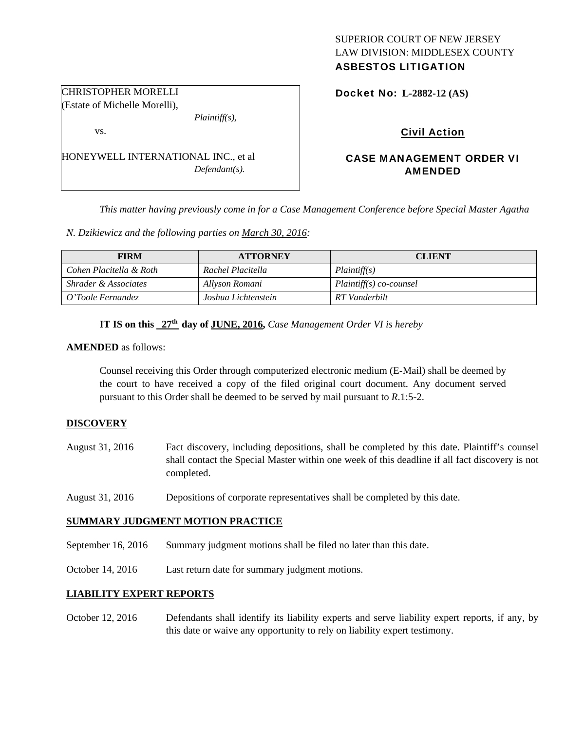SUPERIOR COURT OF NEW JERSEY
LAW DIVISION: MIDDLESEX COUNTY
**ASBESTOS LITIGATION**

CHRISTOPHER MORELLI
(Estate of Michelle Morelli),
*Plaintiff(s),*

vs.

HONEYWELL INTERNATIONAL INC., et al
*Defendant(s).*

**Docket No: L-2882-12 (AS)**

**Civil Action**

**CASE MANAGEMENT ORDER VI AMENDED**

*This matter having previously come in for a Case Management Conference before Special Master Agatha N. Dzikiewicz and the following parties on March 30, 2016:*

| FIRM | ATTORNEY | CLIENT |
|---|---|---|
| *Cohen Placitella & Roth* | *Rachel Placitella* | *Plaintiff(s)* |
| *Shrader & Associates* | *Allyson Romani* | *Plaintiff(s) co-counsel* |
| *O'Toole Fernandez* | *Joshua Lichtenstein* | *RT Vanderbilt* |

**IT IS on this 27th day of JUNE, 2016,** *Case Management Order VI is hereby*

**AMENDED** as follows:

Counsel receiving this Order through computerized electronic medium (E-Mail) shall be deemed by the court to have received a copy of the filed original court document. Any document served pursuant to this Order shall be deemed to be served by mail pursuant to *R*.1:5-2.

## DISCOVERY

August 31, 2016 — Fact discovery, including depositions, shall be completed by this date. Plaintiff's counsel shall contact the Special Master within one week of this deadline if all fact discovery is not completed.

August 31, 2016 — Depositions of corporate representatives shall be completed by this date.

## SUMMARY JUDGMENT MOTION PRACTICE

September 16, 2016 — Summary judgment motions shall be filed no later than this date.

October 14, 2016 — Last return date for summary judgment motions.

## LIABILITY EXPERT REPORTS

October 12, 2016 — Defendants shall identify its liability experts and serve liability expert reports, if any, by this date or waive any opportunity to rely on liability expert testimony.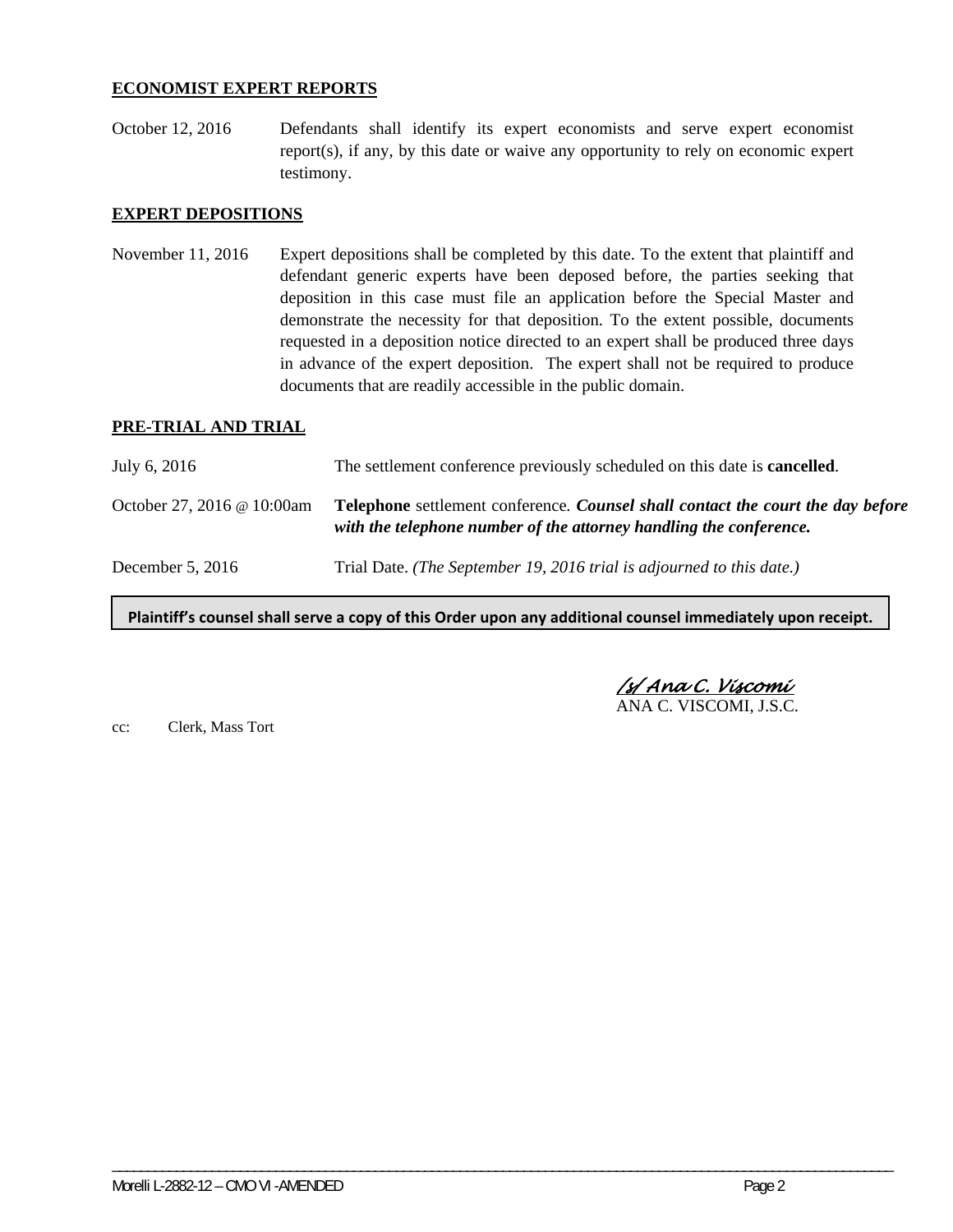**ECONOMIST EXPERT REPORTS**

| | |
|---|---|
| October 12, 2016 | Defendants shall identify its expert economists and serve expert economist report(s), if any, by this date or waive any opportunity to rely on economic expert testimony. |

**EXPERT DEPOSITIONS**

| | |
|---|---|
| November 11, 2016 | Expert depositions shall be completed by this date. To the extent that plaintiff and defendant generic experts have been deposed before, the parties seeking that deposition in this case must file an application before the Special Master and demonstrate the necessity for that deposition. To the extent possible, documents requested in a deposition notice directed to an expert shall be produced three days in advance of the expert deposition. The expert shall not be required to produce documents that are readily accessible in the public domain. |

**PRE-TRIAL AND TRIAL**

| | |
|---|---|
| July 6, 2016 | The settlement conference previously scheduled on this date is **cancelled**. |
| October 27, 2016 @ 10:00am | **Telephone** settlement conference. ***Counsel shall contact the court the day before with the telephone number of the attorney handling the conference.*** |
| December 5, 2016 | Trial Date. *(The September 19, 2016 trial is adjourned to this date.)* |

**Plaintiff's counsel shall serve a copy of this Order upon any additional counsel immediately upon receipt.**

*/s/ Ana C. Viscomi*
ANA C. VISCOMI, J.S.C.

cc: Clerk, Mass Tort